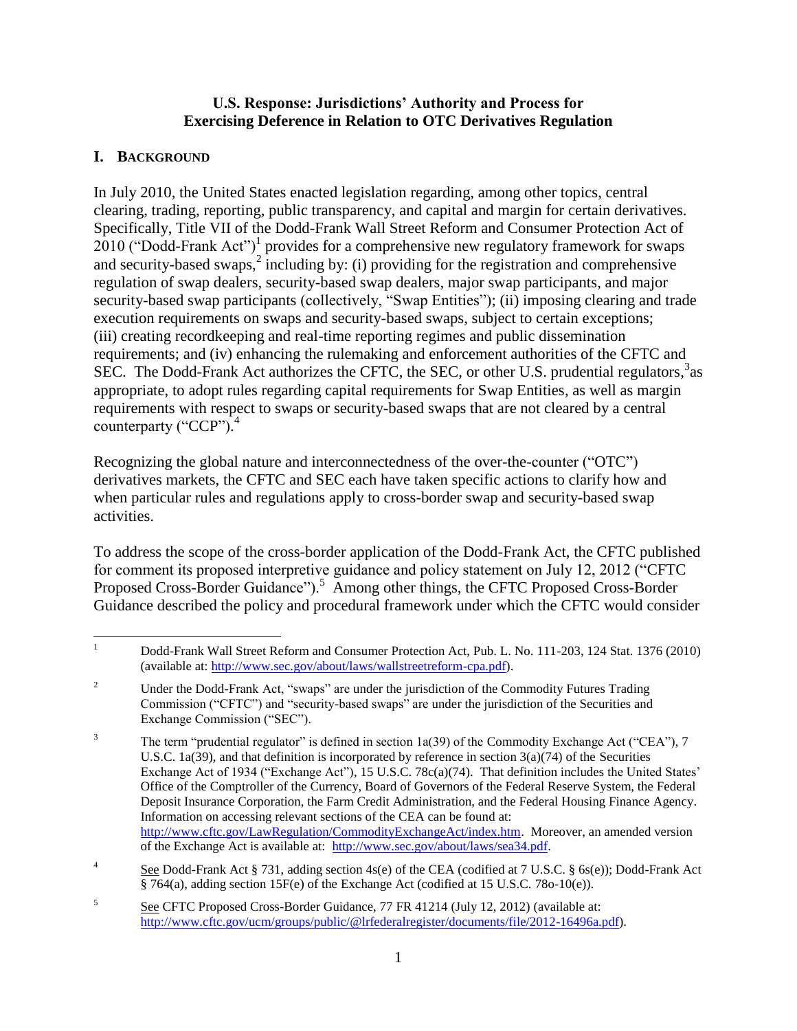**U.S. Response: Jurisdictions' Authority and Process for Exercising Deference in Relation to OTC Derivatives Regulation**

## I. BACKGROUND

In July 2010, the United States enacted legislation regarding, among other topics, central clearing, trading, reporting, public transparency, and capital and margin for certain derivatives. Specifically, Title VII of the Dodd-Frank Wall Street Reform and Consumer Protection Act of 2010 ("Dodd-Frank Act")[1] provides for a comprehensive new regulatory framework for swaps and security-based swaps,[2] including by: (i) providing for the registration and comprehensive regulation of swap dealers, security-based swap dealers, major swap participants, and major security-based swap participants (collectively, "Swap Entities"); (ii) imposing clearing and trade execution requirements on swaps and security-based swaps, subject to certain exceptions; (iii) creating recordkeeping and real-time reporting regimes and public dissemination requirements; and (iv) enhancing the rulemaking and enforcement authorities of the CFTC and SEC. The Dodd-Frank Act authorizes the CFTC, the SEC, or other U.S. prudential regulators,[3] as appropriate, to adopt rules regarding capital requirements for Swap Entities, as well as margin requirements with respect to swaps or security-based swaps that are not cleared by a central counterparty ("CCP").[4]

Recognizing the global nature and interconnectedness of the over-the-counter ("OTC") derivatives markets, the CFTC and SEC each have taken specific actions to clarify how and when particular rules and regulations apply to cross-border swap and security-based swap activities.

To address the scope of the cross-border application of the Dodd-Frank Act, the CFTC published for comment its proposed interpretive guidance and policy statement on July 12, 2012 ("CFTC Proposed Cross-Border Guidance").[5] Among other things, the CFTC Proposed Cross-Border Guidance described the policy and procedural framework under which the CFTC would consider

---

[1] Dodd-Frank Wall Street Reform and Consumer Protection Act, Pub. L. No. 111-203, 124 Stat. 1376 (2010) (available at: http://www.sec.gov/about/laws/wallstreetreform-cpa.pdf).

[2] Under the Dodd-Frank Act, "swaps" are under the jurisdiction of the Commodity Futures Trading Commission ("CFTC") and "security-based swaps" are under the jurisdiction of the Securities and Exchange Commission ("SEC").

[3] The term "prudential regulator" is defined in section 1a(39) of the Commodity Exchange Act ("CEA"), 7 U.S.C. 1a(39), and that definition is incorporated by reference in section 3(a)(74) of the Securities Exchange Act of 1934 ("Exchange Act"), 15 U.S.C. 78c(a)(74). That definition includes the United States' Office of the Comptroller of the Currency, Board of Governors of the Federal Reserve System, the Federal Deposit Insurance Corporation, the Farm Credit Administration, and the Federal Housing Finance Agency. Information on accessing relevant sections of the CEA can be found at: http://www.cftc.gov/LawRegulation/CommodityExchangeAct/index.htm. Moreover, an amended version of the Exchange Act is available at: http://www.sec.gov/about/laws/sea34.pdf.

[4] See Dodd-Frank Act § 731, adding section 4s(e) of the CEA (codified at 7 U.S.C. § 6s(e)); Dodd-Frank Act § 764(a), adding section 15F(e) of the Exchange Act (codified at 15 U.S.C. 78o-10(e)).

[5] See CFTC Proposed Cross-Border Guidance, 77 FR 41214 (July 12, 2012) (available at: http://www.cftc.gov/ucm/groups/public/@lrfederalregister/documents/file/2012-16496a.pdf).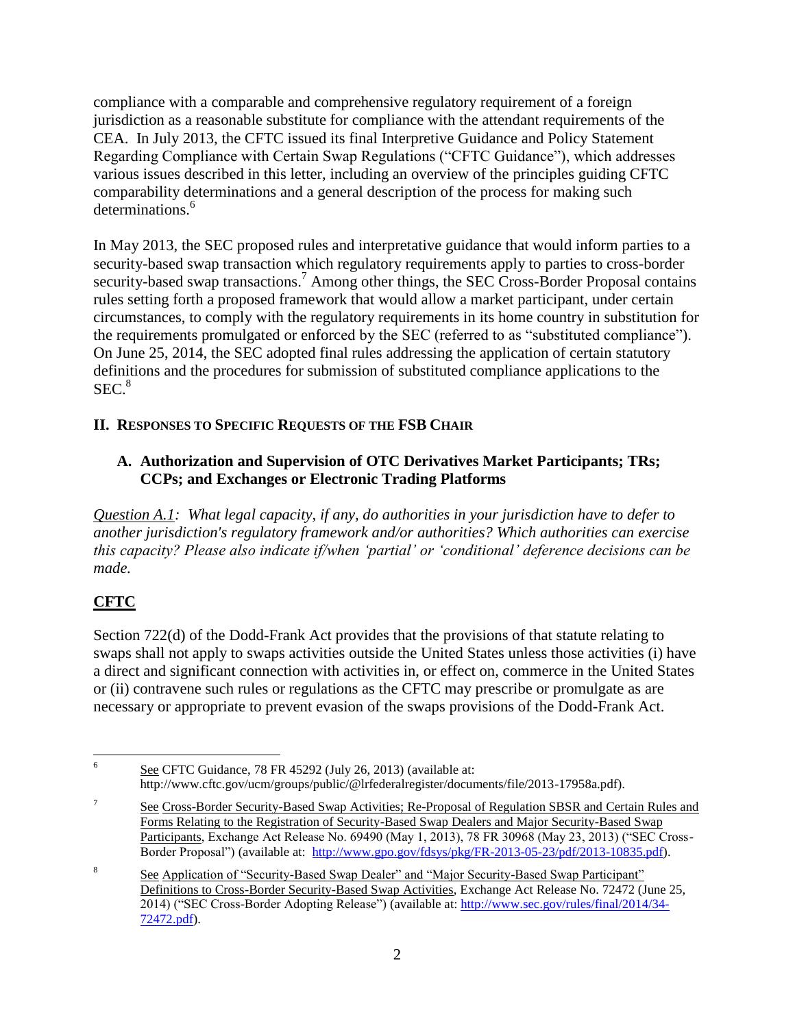compliance with a comparable and comprehensive regulatory requirement of a foreign jurisdiction as a reasonable substitute for compliance with the attendant requirements of the CEA. In July 2013, the CFTC issued its final Interpretive Guidance and Policy Statement Regarding Compliance with Certain Swap Regulations ("CFTC Guidance"), which addresses various issues described in this letter, including an overview of the principles guiding CFTC comparability determinations and a general description of the process for making such determinations.[6]

In May 2013, the SEC proposed rules and interpretative guidance that would inform parties to a security-based swap transaction which regulatory requirements apply to parties to cross-border security-based swap transactions.[7] Among other things, the SEC Cross-Border Proposal contains rules setting forth a proposed framework that would allow a market participant, under certain circumstances, to comply with the regulatory requirements in its home country in substitution for the requirements promulgated or enforced by the SEC (referred to as "substituted compliance"). On June 25, 2014, the SEC adopted final rules addressing the application of certain statutory definitions and the procedures for submission of substituted compliance applications to the SEC.[8]

## II. Responses to Specific Requests of the FSB Chair

### A. Authorization and Supervision of OTC Derivatives Market Participants; TRs; CCPs; and Exchanges or Electronic Trading Platforms

*Question A.1: What legal capacity, if any, do authorities in your jurisdiction have to defer to another jurisdiction's regulatory framework and/or authorities? Which authorities can exercise this capacity? Please also indicate if/when 'partial' or 'conditional' deference decisions can be made.*

**CFTC**

Section 722(d) of the Dodd-Frank Act provides that the provisions of that statute relating to swaps shall not apply to swaps activities outside the United States unless those activities (i) have a direct and significant connection with activities in, or effect on, commerce in the United States or (ii) contravene such rules or regulations as the CFTC may prescribe or promulgate as are necessary or appropriate to prevent evasion of the swaps provisions of the Dodd-Frank Act.

---

[6] See CFTC Guidance, 78 FR 45292 (July 26, 2013) (available at: http://www.cftc.gov/ucm/groups/public/@lrfederalregister/documents/file/2013-17958a.pdf).

[7] See Cross-Border Security-Based Swap Activities; Re-Proposal of Regulation SBSR and Certain Rules and Forms Relating to the Registration of Security-Based Swap Dealers and Major Security-Based Swap Participants, Exchange Act Release No. 69490 (May 1, 2013), 78 FR 30968 (May 23, 2013) ("SEC Cross-Border Proposal") (available at: http://www.gpo.gov/fdsys/pkg/FR-2013-05-23/pdf/2013-10835.pdf).

[8] See Application of "Security-Based Swap Dealer" and "Major Security-Based Swap Participant" Definitions to Cross-Border Security-Based Swap Activities, Exchange Act Release No. 72472 (June 25, 2014) ("SEC Cross-Border Adopting Release") (available at: http://www.sec.gov/rules/final/2014/34-72472.pdf).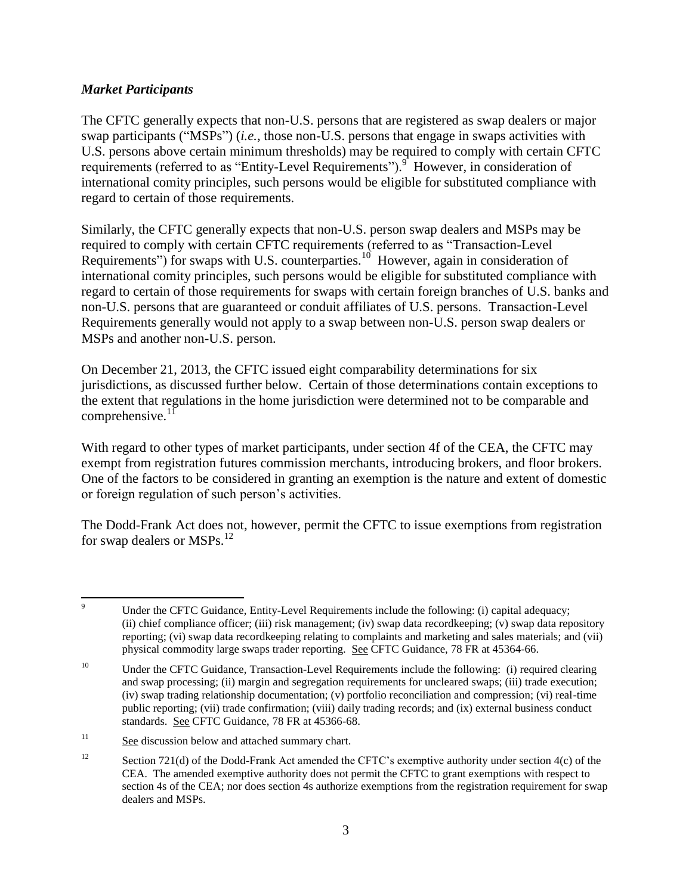### *Market Participants*

The CFTC generally expects that non-U.S. persons that are registered as swap dealers or major swap participants ("MSPs") (*i.e.*, those non-U.S. persons that engage in swaps activities with U.S. persons above certain minimum thresholds) may be required to comply with certain CFTC requirements (referred to as "Entity-Level Requirements").[9] However, in consideration of international comity principles, such persons would be eligible for substituted compliance with regard to certain of those requirements.

Similarly, the CFTC generally expects that non-U.S. person swap dealers and MSPs may be required to comply with certain CFTC requirements (referred to as "Transaction-Level Requirements") for swaps with U.S. counterparties.[10] However, again in consideration of international comity principles, such persons would be eligible for substituted compliance with regard to certain of those requirements for swaps with certain foreign branches of U.S. banks and non-U.S. persons that are guaranteed or conduit affiliates of U.S. persons. Transaction-Level Requirements generally would not apply to a swap between non-U.S. person swap dealers or MSPs and another non-U.S. person.

On December 21, 2013, the CFTC issued eight comparability determinations for six jurisdictions, as discussed further below. Certain of those determinations contain exceptions to the extent that regulations in the home jurisdiction were determined not to be comparable and comprehensive.[11]

With regard to other types of market participants, under section 4f of the CEA, the CFTC may exempt from registration futures commission merchants, introducing brokers, and floor brokers. One of the factors to be considered in granting an exemption is the nature and extent of domestic or foreign regulation of such person's activities.

The Dodd-Frank Act does not, however, permit the CFTC to issue exemptions from registration for swap dealers or MSPs.[12]

---

[9] Under the CFTC Guidance, Entity-Level Requirements include the following: (i) capital adequacy; (ii) chief compliance officer; (iii) risk management; (iv) swap data recordkeeping; (v) swap data repository reporting; (vi) swap data recordkeeping relating to complaints and marketing and sales materials; and (vii) physical commodity large swaps trader reporting. See CFTC Guidance, 78 FR at 45364-66.

[10] Under the CFTC Guidance, Transaction-Level Requirements include the following: (i) required clearing and swap processing; (ii) margin and segregation requirements for uncleared swaps; (iii) trade execution; (iv) swap trading relationship documentation; (v) portfolio reconciliation and compression; (vi) real-time public reporting; (vii) trade confirmation; (viii) daily trading records; and (ix) external business conduct standards. See CFTC Guidance, 78 FR at 45366-68.

[11] See discussion below and attached summary chart.

[12] Section 721(d) of the Dodd-Frank Act amended the CFTC's exemptive authority under section 4(c) of the CEA. The amended exemptive authority does not permit the CFTC to grant exemptions with respect to section 4s of the CEA; nor does section 4s authorize exemptions from the registration requirement for swap dealers and MSPs.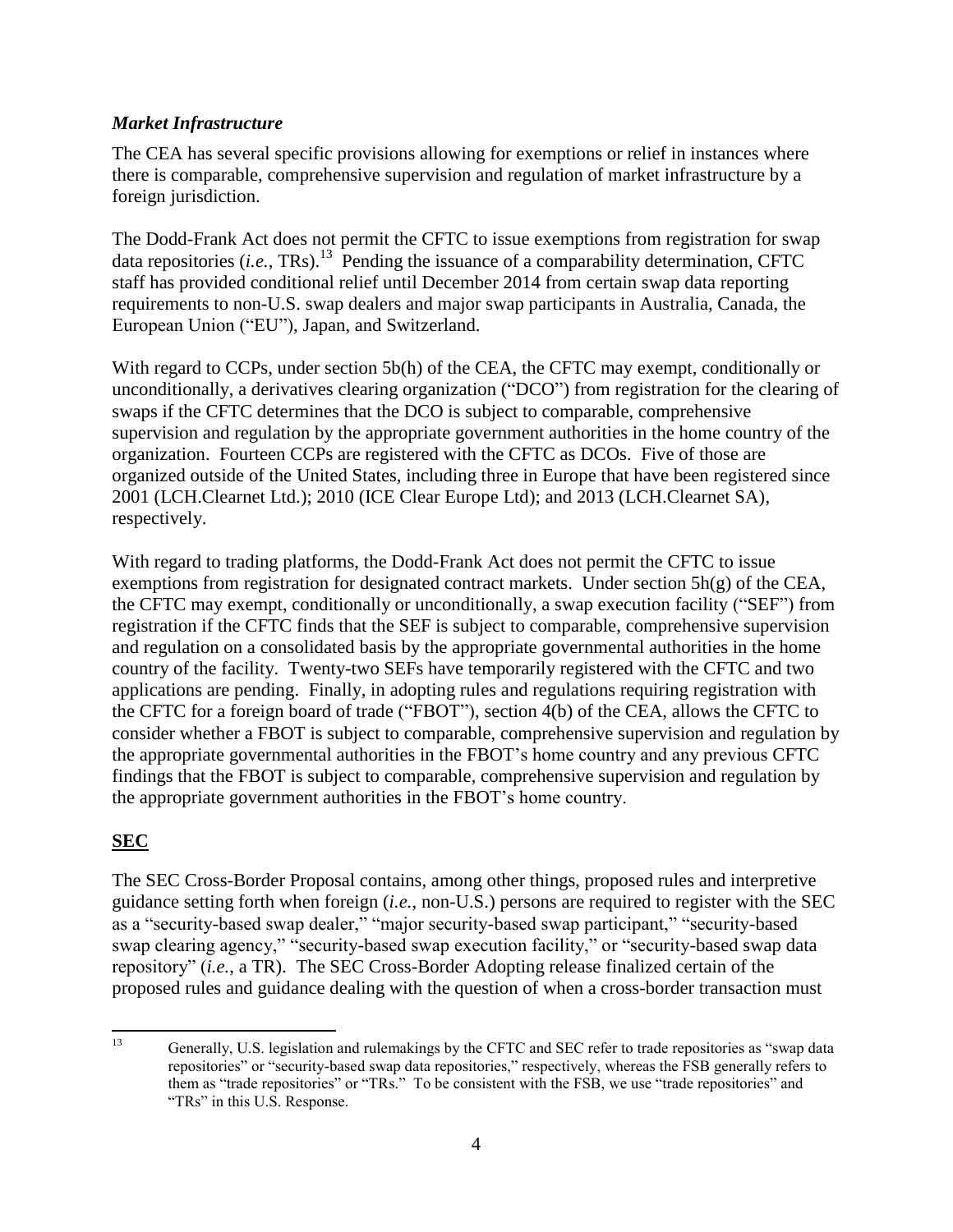### *Market Infrastructure*

The CEA has several specific provisions allowing for exemptions or relief in instances where there is comparable, comprehensive supervision and regulation of market infrastructure by a foreign jurisdiction.

The Dodd-Frank Act does not permit the CFTC to issue exemptions from registration for swap data repositories (*i.e.*, TRs).[13] Pending the issuance of a comparability determination, CFTC staff has provided conditional relief until December 2014 from certain swap data reporting requirements to non-U.S. swap dealers and major swap participants in Australia, Canada, the European Union ("EU"), Japan, and Switzerland.

With regard to CCPs, under section 5b(h) of the CEA, the CFTC may exempt, conditionally or unconditionally, a derivatives clearing organization ("DCO") from registration for the clearing of swaps if the CFTC determines that the DCO is subject to comparable, comprehensive supervision and regulation by the appropriate government authorities in the home country of the organization. Fourteen CCPs are registered with the CFTC as DCOs. Five of those are organized outside of the United States, including three in Europe that have been registered since 2001 (LCH.Clearnet Ltd.); 2010 (ICE Clear Europe Ltd); and 2013 (LCH.Clearnet SA), respectively.

With regard to trading platforms, the Dodd-Frank Act does not permit the CFTC to issue exemptions from registration for designated contract markets. Under section 5h(g) of the CEA, the CFTC may exempt, conditionally or unconditionally, a swap execution facility ("SEF") from registration if the CFTC finds that the SEF is subject to comparable, comprehensive supervision and regulation on a consolidated basis by the appropriate governmental authorities in the home country of the facility. Twenty-two SEFs have temporarily registered with the CFTC and two applications are pending. Finally, in adopting rules and regulations requiring registration with the CFTC for a foreign board of trade ("FBOT"), section 4(b) of the CEA, allows the CFTC to consider whether a FBOT is subject to comparable, comprehensive supervision and regulation by the appropriate governmental authorities in the FBOT's home country and any previous CFTC findings that the FBOT is subject to comparable, comprehensive supervision and regulation by the appropriate government authorities in the FBOT's home country.

## <u>SEC</u>

The SEC Cross-Border Proposal contains, among other things, proposed rules and interpretive guidance setting forth when foreign (*i.e.*, non-U.S.) persons are required to register with the SEC as a "security-based swap dealer," "major security-based swap participant," "security-based swap clearing agency," "security-based swap execution facility," or "security-based swap data repository" (*i.e.*, a TR). The SEC Cross-Border Adopting release finalized certain of the proposed rules and guidance dealing with the question of when a cross-border transaction must

---

[13] Generally, U.S. legislation and rulemakings by the CFTC and SEC refer to trade repositories as "swap data repositories" or "security-based swap data repositories," respectively, whereas the FSB generally refers to them as "trade repositories" or "TRs." To be consistent with the FSB, we use "trade repositories" and "TRs" in this U.S. Response.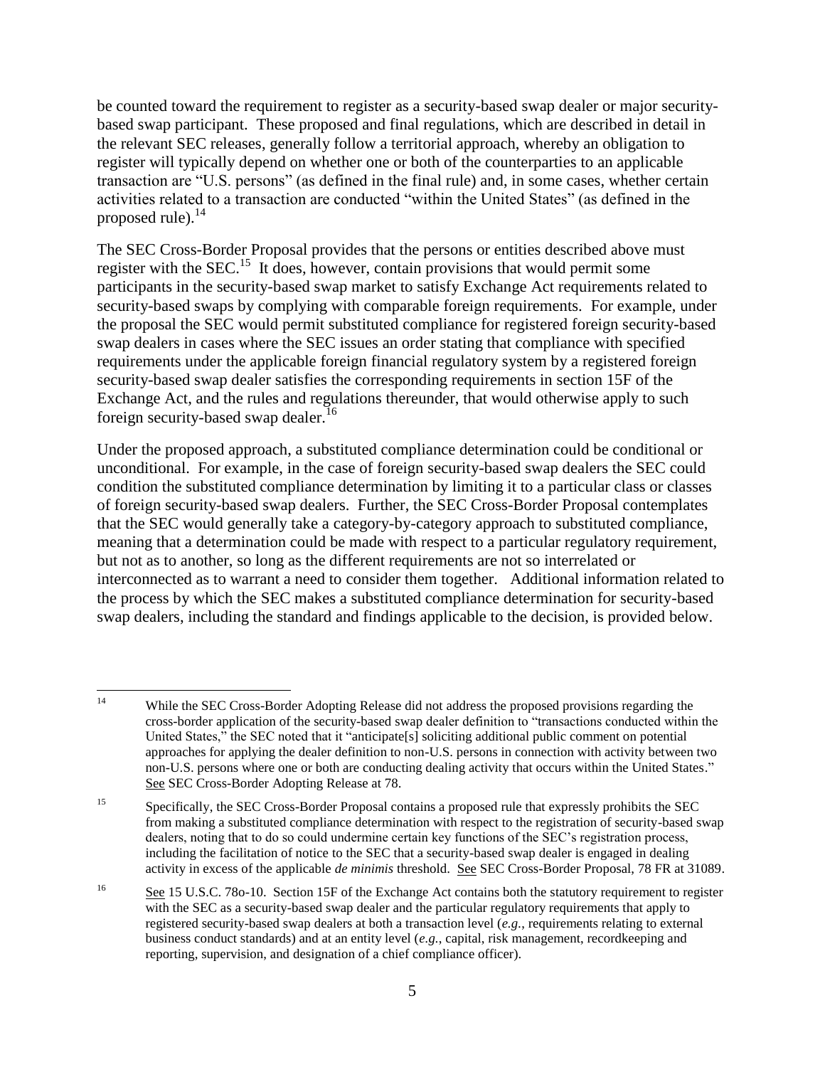be counted toward the requirement to register as a security-based swap dealer or major security-based swap participant. These proposed and final regulations, which are described in detail in the relevant SEC releases, generally follow a territorial approach, whereby an obligation to register will typically depend on whether one or both of the counterparties to an applicable transaction are "U.S. persons" (as defined in the final rule) and, in some cases, whether certain activities related to a transaction are conducted "within the United States" (as defined in the proposed rule).[14]

The SEC Cross-Border Proposal provides that the persons or entities described above must register with the SEC.[15] It does, however, contain provisions that would permit some participants in the security-based swap market to satisfy Exchange Act requirements related to security-based swaps by complying with comparable foreign requirements. For example, under the proposal the SEC would permit substituted compliance for registered foreign security-based swap dealers in cases where the SEC issues an order stating that compliance with specified requirements under the applicable foreign financial regulatory system by a registered foreign security-based swap dealer satisfies the corresponding requirements in section 15F of the Exchange Act, and the rules and regulations thereunder, that would otherwise apply to such foreign security-based swap dealer.[16]

Under the proposed approach, a substituted compliance determination could be conditional or unconditional. For example, in the case of foreign security-based swap dealers the SEC could condition the substituted compliance determination by limiting it to a particular class or classes of foreign security-based swap dealers. Further, the SEC Cross-Border Proposal contemplates that the SEC would generally take a category-by-category approach to substituted compliance, meaning that a determination could be made with respect to a particular regulatory requirement, but not as to another, so long as the different requirements are not so interrelated or interconnected as to warrant a need to consider them together. Additional information related to the process by which the SEC makes a substituted compliance determination for security-based swap dealers, including the standard and findings applicable to the decision, is provided below.

---

[14] While the SEC Cross-Border Adopting Release did not address the proposed provisions regarding the cross-border application of the security-based swap dealer definition to "transactions conducted within the United States," the SEC noted that it "anticipate[s] soliciting additional public comment on potential approaches for applying the dealer definition to non-U.S. persons in connection with activity between two non-U.S. persons where one or both are conducting dealing activity that occurs within the United States." See SEC Cross-Border Adopting Release at 78.

[15] Specifically, the SEC Cross-Border Proposal contains a proposed rule that expressly prohibits the SEC from making a substituted compliance determination with respect to the registration of security-based swap dealers, noting that to do so could undermine certain key functions of the SEC's registration process, including the facilitation of notice to the SEC that a security-based swap dealer is engaged in dealing activity in excess of the applicable *de minimis* threshold. See SEC Cross-Border Proposal, 78 FR at 31089.

[16] See 15 U.S.C. 78o-10. Section 15F of the Exchange Act contains both the statutory requirement to register with the SEC as a security-based swap dealer and the particular regulatory requirements that apply to registered security-based swap dealers at both a transaction level (*e.g.*, requirements relating to external business conduct standards) and at an entity level (*e.g.*, capital, risk management, recordkeeping and reporting, supervision, and designation of a chief compliance officer).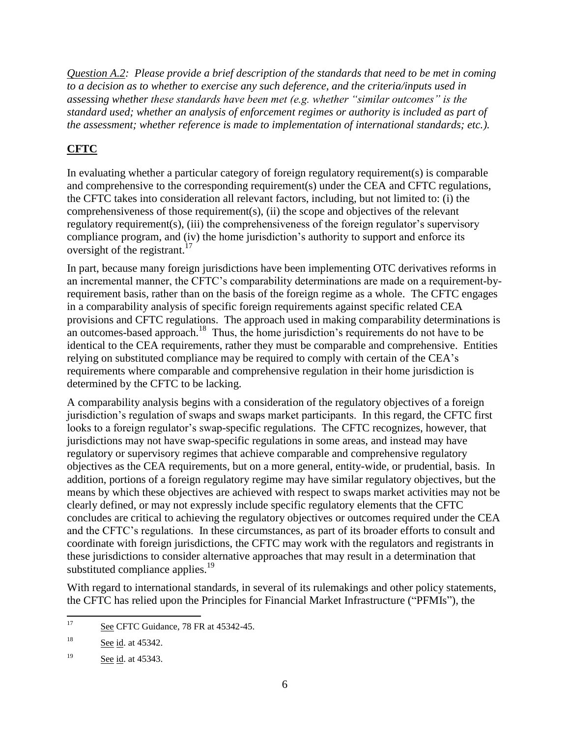*Question A.2: Please provide a brief description of the standards that need to be met in coming to a decision as to whether to exercise any such deference, and the criteria/inputs used in assessing whether these standards have been met (e.g. whether "similar outcomes" is the standard used; whether an analysis of enforcement regimes or authority is included as part of the assessment; whether reference is made to implementation of international standards; etc.).*

## CFTC

In evaluating whether a particular category of foreign regulatory requirement(s) is comparable and comprehensive to the corresponding requirement(s) under the CEA and CFTC regulations, the CFTC takes into consideration all relevant factors, including, but not limited to: (i) the comprehensiveness of those requirement(s), (ii) the scope and objectives of the relevant regulatory requirement(s), (iii) the comprehensiveness of the foreign regulator's supervisory compliance program, and (iv) the home jurisdiction's authority to support and enforce its oversight of the registrant.[17]

In part, because many foreign jurisdictions have been implementing OTC derivatives reforms in an incremental manner, the CFTC's comparability determinations are made on a requirement-by-requirement basis, rather than on the basis of the foreign regime as a whole. The CFTC engages in a comparability analysis of specific foreign requirements against specific related CEA provisions and CFTC regulations. The approach used in making comparability determinations is an outcomes-based approach.[18] Thus, the home jurisdiction's requirements do not have to be identical to the CEA requirements, rather they must be comparable and comprehensive. Entities relying on substituted compliance may be required to comply with certain of the CEA's requirements where comparable and comprehensive regulation in their home jurisdiction is determined by the CFTC to be lacking.

A comparability analysis begins with a consideration of the regulatory objectives of a foreign jurisdiction's regulation of swaps and swaps market participants. In this regard, the CFTC first looks to a foreign regulator's swap-specific regulations. The CFTC recognizes, however, that jurisdictions may not have swap-specific regulations in some areas, and instead may have regulatory or supervisory regimes that achieve comparable and comprehensive regulatory objectives as the CEA requirements, but on a more general, entity-wide, or prudential, basis. In addition, portions of a foreign regulatory regime may have similar regulatory objectives, but the means by which these objectives are achieved with respect to swaps market activities may not be clearly defined, or may not expressly include specific regulatory elements that the CFTC concludes are critical to achieving the regulatory objectives or outcomes required under the CEA and the CFTC's regulations. In these circumstances, as part of its broader efforts to consult and coordinate with foreign jurisdictions, the CFTC may work with the regulators and registrants in these jurisdictions to consider alternative approaches that may result in a determination that substituted compliance applies.[19]

With regard to international standards, in several of its rulemakings and other policy statements, the CFTC has relied upon the Principles for Financial Market Infrastructure ("PFMIs"), the

---

[17] See CFTC Guidance, 78 FR at 45342-45.

[18] See id. at 45342.

[19] See id. at 45343.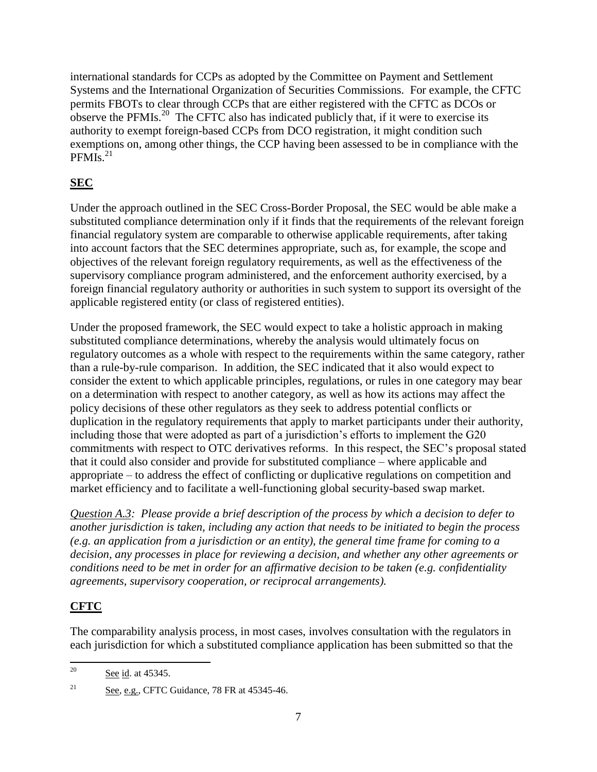international standards for CCPs as adopted by the Committee on Payment and Settlement Systems and the International Organization of Securities Commissions. For example, the CFTC permits FBOTs to clear through CCPs that are either registered with the CFTC as DCOs or observe the PFMIs.[20] The CFTC also has indicated publicly that, if it were to exercise its authority to exempt foreign-based CCPs from DCO registration, it might condition such exemptions on, among other things, the CCP having been assessed to be in compliance with the PFMIs.[21]

## **SEC**

Under the approach outlined in the SEC Cross-Border Proposal, the SEC would be able make a substituted compliance determination only if it finds that the requirements of the relevant foreign financial regulatory system are comparable to otherwise applicable requirements, after taking into account factors that the SEC determines appropriate, such as, for example, the scope and objectives of the relevant foreign regulatory requirements, as well as the effectiveness of the supervisory compliance program administered, and the enforcement authority exercised, by a foreign financial regulatory authority or authorities in such system to support its oversight of the applicable registered entity (or class of registered entities).

Under the proposed framework, the SEC would expect to take a holistic approach in making substituted compliance determinations, whereby the analysis would ultimately focus on regulatory outcomes as a whole with respect to the requirements within the same category, rather than a rule-by-rule comparison. In addition, the SEC indicated that it also would expect to consider the extent to which applicable principles, regulations, or rules in one category may bear on a determination with respect to another category, as well as how its actions may affect the policy decisions of these other regulators as they seek to address potential conflicts or duplication in the regulatory requirements that apply to market participants under their authority, including those that were adopted as part of a jurisdiction's efforts to implement the G20 commitments with respect to OTC derivatives reforms. In this respect, the SEC's proposal stated that it could also consider and provide for substituted compliance – where applicable and appropriate – to address the effect of conflicting or duplicative regulations on competition and market efficiency and to facilitate a well-functioning global security-based swap market.

*Question A.3: Please provide a brief description of the process by which a decision to defer to another jurisdiction is taken, including any action that needs to be initiated to begin the process (e.g. an application from a jurisdiction or an entity), the general time frame for coming to a decision, any processes in place for reviewing a decision, and whether any other agreements or conditions need to be met in order for an affirmative decision to be taken (e.g. confidentiality agreements, supervisory cooperation, or reciprocal arrangements).*

## **CFTC**

The comparability analysis process, in most cases, involves consultation with the regulators in each jurisdiction for which a substituted compliance application has been submitted so that the

---

[20] See id. at 45345.

[21] See, e.g., CFTC Guidance, 78 FR at 45345-46.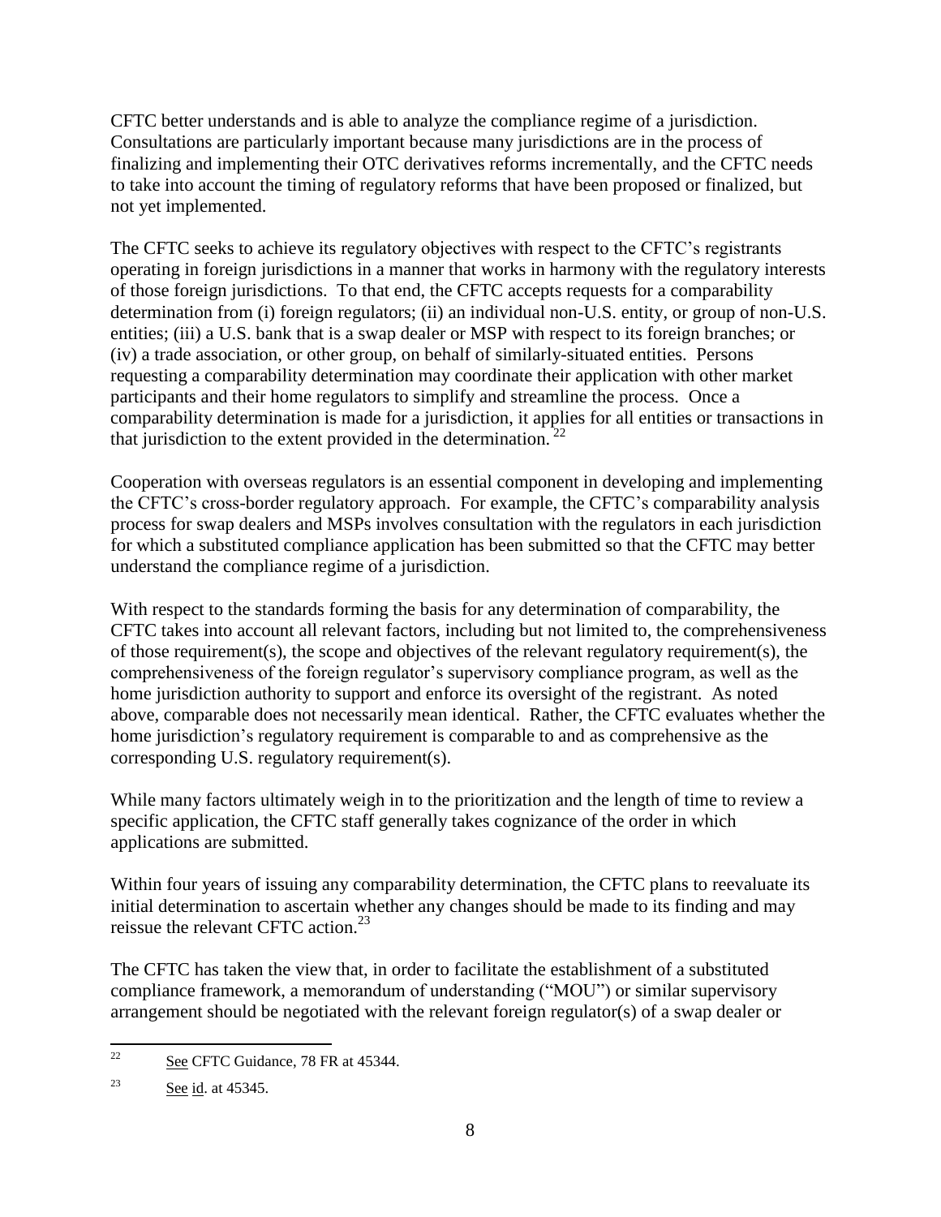CFTC better understands and is able to analyze the compliance regime of a jurisdiction. Consultations are particularly important because many jurisdictions are in the process of finalizing and implementing their OTC derivatives reforms incrementally, and the CFTC needs to take into account the timing of regulatory reforms that have been proposed or finalized, but not yet implemented.

The CFTC seeks to achieve its regulatory objectives with respect to the CFTC's registrants operating in foreign jurisdictions in a manner that works in harmony with the regulatory interests of those foreign jurisdictions. To that end, the CFTC accepts requests for a comparability determination from (i) foreign regulators; (ii) an individual non-U.S. entity, or group of non-U.S. entities; (iii) a U.S. bank that is a swap dealer or MSP with respect to its foreign branches; or (iv) a trade association, or other group, on behalf of similarly-situated entities. Persons requesting a comparability determination may coordinate their application with other market participants and their home regulators to simplify and streamline the process. Once a comparability determination is made for a jurisdiction, it applies for all entities or transactions in that jurisdiction to the extent provided in the determination.[22]

Cooperation with overseas regulators is an essential component in developing and implementing the CFTC's cross-border regulatory approach. For example, the CFTC's comparability analysis process for swap dealers and MSPs involves consultation with the regulators in each jurisdiction for which a substituted compliance application has been submitted so that the CFTC may better understand the compliance regime of a jurisdiction.

With respect to the standards forming the basis for any determination of comparability, the CFTC takes into account all relevant factors, including but not limited to, the comprehensiveness of those requirement(s), the scope and objectives of the relevant regulatory requirement(s), the comprehensiveness of the foreign regulator's supervisory compliance program, as well as the home jurisdiction authority to support and enforce its oversight of the registrant. As noted above, comparable does not necessarily mean identical. Rather, the CFTC evaluates whether the home jurisdiction's regulatory requirement is comparable to and as comprehensive as the corresponding U.S. regulatory requirement(s).

While many factors ultimately weigh in to the prioritization and the length of time to review a specific application, the CFTC staff generally takes cognizance of the order in which applications are submitted.

Within four years of issuing any comparability determination, the CFTC plans to reevaluate its initial determination to ascertain whether any changes should be made to its finding and may reissue the relevant CFTC action.[23]

The CFTC has taken the view that, in order to facilitate the establishment of a substituted compliance framework, a memorandum of understanding ("MOU") or similar supervisory arrangement should be negotiated with the relevant foreign regulator(s) of a swap dealer or

---

[22] See CFTC Guidance, 78 FR at 45344.

[23] See id. at 45345.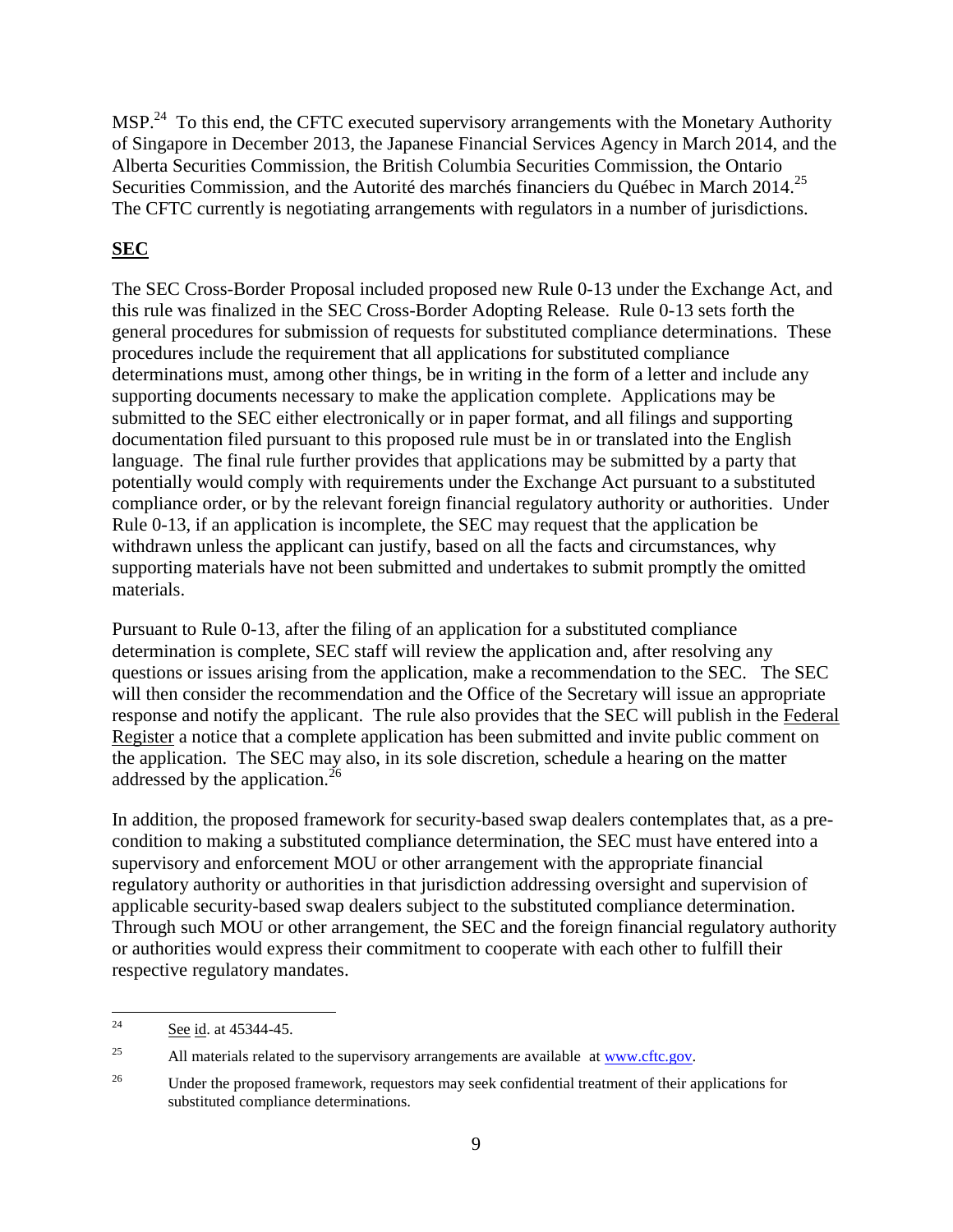MSP.[24] To this end, the CFTC executed supervisory arrangements with the Monetary Authority of Singapore in December 2013, the Japanese Financial Services Agency in March 2014, and the Alberta Securities Commission, the British Columbia Securities Commission, the Ontario Securities Commission, and the Autorité des marchés financiers du Québec in March 2014.[25] The CFTC currently is negotiating arrangements with regulators in a number of jurisdictions.

**SEC**

The SEC Cross-Border Proposal included proposed new Rule 0-13 under the Exchange Act, and this rule was finalized in the SEC Cross-Border Adopting Release. Rule 0-13 sets forth the general procedures for submission of requests for substituted compliance determinations. These procedures include the requirement that all applications for substituted compliance determinations must, among other things, be in writing in the form of a letter and include any supporting documents necessary to make the application complete. Applications may be submitted to the SEC either electronically or in paper format, and all filings and supporting documentation filed pursuant to this proposed rule must be in or translated into the English language. The final rule further provides that applications may be submitted by a party that potentially would comply with requirements under the Exchange Act pursuant to a substituted compliance order, or by the relevant foreign financial regulatory authority or authorities. Under Rule 0-13, if an application is incomplete, the SEC may request that the application be withdrawn unless the applicant can justify, based on all the facts and circumstances, why supporting materials have not been submitted and undertakes to submit promptly the omitted materials.

Pursuant to Rule 0-13, after the filing of an application for a substituted compliance determination is complete, SEC staff will review the application and, after resolving any questions or issues arising from the application, make a recommendation to the SEC. The SEC will then consider the recommendation and the Office of the Secretary will issue an appropriate response and notify the applicant. The rule also provides that the SEC will publish in the Federal Register a notice that a complete application has been submitted and invite public comment on the application. The SEC may also, in its sole discretion, schedule a hearing on the matter addressed by the application.[26]

In addition, the proposed framework for security-based swap dealers contemplates that, as a pre-condition to making a substituted compliance determination, the SEC must have entered into a supervisory and enforcement MOU or other arrangement with the appropriate financial regulatory authority or authorities in that jurisdiction addressing oversight and supervision of applicable security-based swap dealers subject to the substituted compliance determination. Through such MOU or other arrangement, the SEC and the foreign financial regulatory authority or authorities would express their commitment to cooperate with each other to fulfill their respective regulatory mandates.

---

[24] See id. at 45344-45.

[25] All materials related to the supervisory arrangements are available at www.cftc.gov.

[26] Under the proposed framework, requestors may seek confidential treatment of their applications for substituted compliance determinations.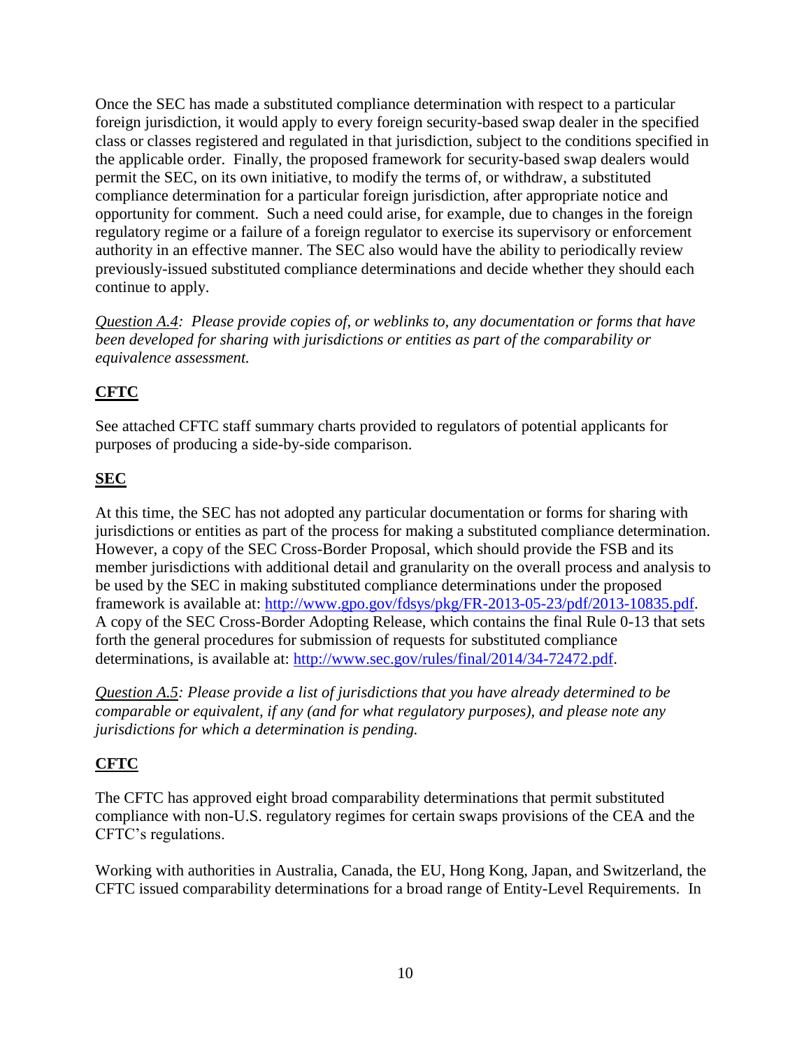Once the SEC has made a substituted compliance determination with respect to a particular foreign jurisdiction, it would apply to every foreign security-based swap dealer in the specified class or classes registered and regulated in that jurisdiction, subject to the conditions specified in the applicable order. Finally, the proposed framework for security-based swap dealers would permit the SEC, on its own initiative, to modify the terms of, or withdraw, a substituted compliance determination for a particular foreign jurisdiction, after appropriate notice and opportunity for comment. Such a need could arise, for example, due to changes in the foreign regulatory regime or a failure of a foreign regulator to exercise its supervisory or enforcement authority in an effective manner. The SEC also would have the ability to periodically review previously-issued substituted compliance determinations and decide whether they should each continue to apply.

*Question A.4: Please provide copies of, or weblinks to, any documentation or forms that have been developed for sharing with jurisdictions or entities as part of the comparability or equivalence assessment.*

**CFTC**

See attached CFTC staff summary charts provided to regulators of potential applicants for purposes of producing a side-by-side comparison.

**SEC**

At this time, the SEC has not adopted any particular documentation or forms for sharing with jurisdictions or entities as part of the process for making a substituted compliance determination. However, a copy of the SEC Cross-Border Proposal, which should provide the FSB and its member jurisdictions with additional detail and granularity on the overall process and analysis to be used by the SEC in making substituted compliance determinations under the proposed framework is available at: http://www.gpo.gov/fdsys/pkg/FR-2013-05-23/pdf/2013-10835.pdf. A copy of the SEC Cross-Border Adopting Release, which contains the final Rule 0-13 that sets forth the general procedures for submission of requests for substituted compliance determinations, is available at: http://www.sec.gov/rules/final/2014/34-72472.pdf.

*Question A.5: Please provide a list of jurisdictions that you have already determined to be comparable or equivalent, if any (and for what regulatory purposes), and please note any jurisdictions for which a determination is pending.*

**CFTC**

The CFTC has approved eight broad comparability determinations that permit substituted compliance with non-U.S. regulatory regimes for certain swaps provisions of the CEA and the CFTC's regulations.

Working with authorities in Australia, Canada, the EU, Hong Kong, Japan, and Switzerland, the CFTC issued comparability determinations for a broad range of Entity-Level Requirements. In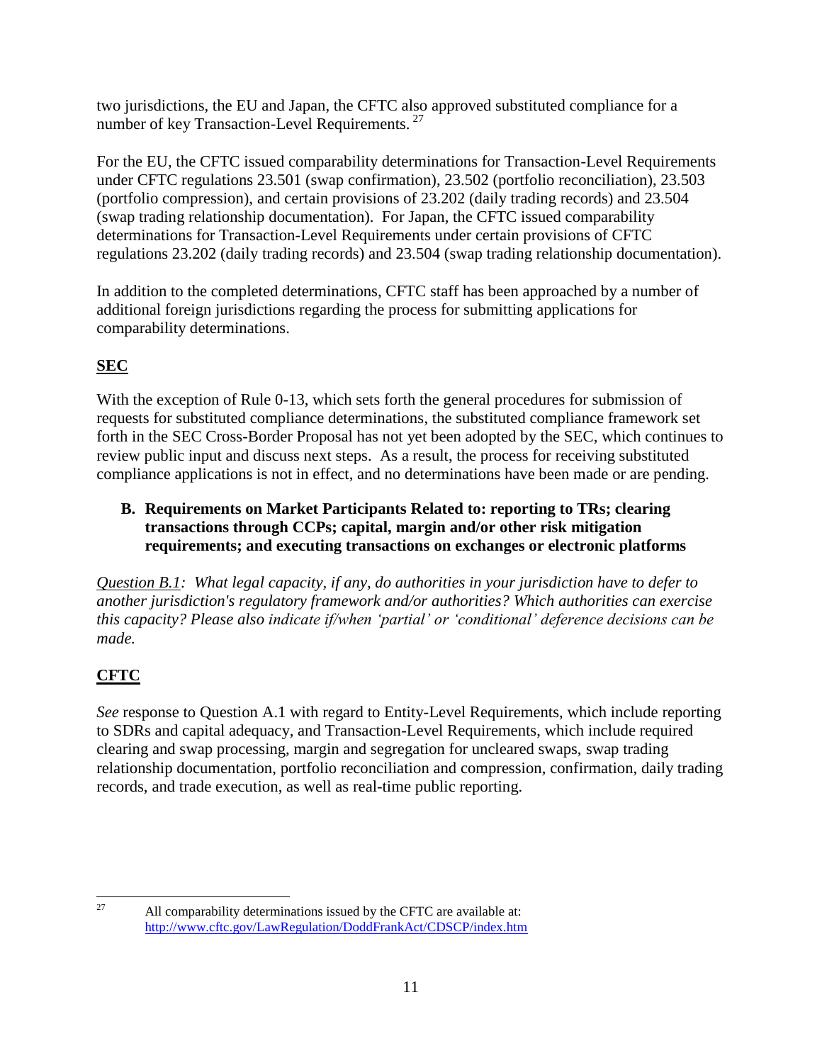two jurisdictions, the EU and Japan, the CFTC also approved substituted compliance for a number of key Transaction-Level Requirements. [27]

For the EU, the CFTC issued comparability determinations for Transaction-Level Requirements under CFTC regulations 23.501 (swap confirmation), 23.502 (portfolio reconciliation), 23.503 (portfolio compression), and certain provisions of 23.202 (daily trading records) and 23.504 (swap trading relationship documentation). For Japan, the CFTC issued comparability determinations for Transaction-Level Requirements under certain provisions of CFTC regulations 23.202 (daily trading records) and 23.504 (swap trading relationship documentation).

In addition to the completed determinations, CFTC staff has been approached by a number of additional foreign jurisdictions regarding the process for submitting applications for comparability determinations.

**SEC**

With the exception of Rule 0-13, which sets forth the general procedures for submission of requests for substituted compliance determinations, the substituted compliance framework set forth in the SEC Cross-Border Proposal has not yet been adopted by the SEC, which continues to review public input and discuss next steps. As a result, the process for receiving substituted compliance applications is not in effect, and no determinations have been made or are pending.

### B. Requirements on Market Participants Related to: reporting to TRs; clearing transactions through CCPs; capital, margin and/or other risk mitigation requirements; and executing transactions on exchanges or electronic platforms

*Question B.1: What legal capacity, if any, do authorities in your jurisdiction have to defer to another jurisdiction's regulatory framework and/or authorities? Which authorities can exercise this capacity? Please also indicate if/when 'partial' or 'conditional' deference decisions can be made.*

**CFTC**

*See* response to Question A.1 with regard to Entity-Level Requirements, which include reporting to SDRs and capital adequacy, and Transaction-Level Requirements, which include required clearing and swap processing, margin and segregation for uncleared swaps, swap trading relationship documentation, portfolio reconciliation and compression, confirmation, daily trading records, and trade execution, as well as real-time public reporting.

---

[27] All comparability determinations issued by the CFTC are available at: http://www.cftc.gov/LawRegulation/DoddFrankAct/CDSCP/index.htm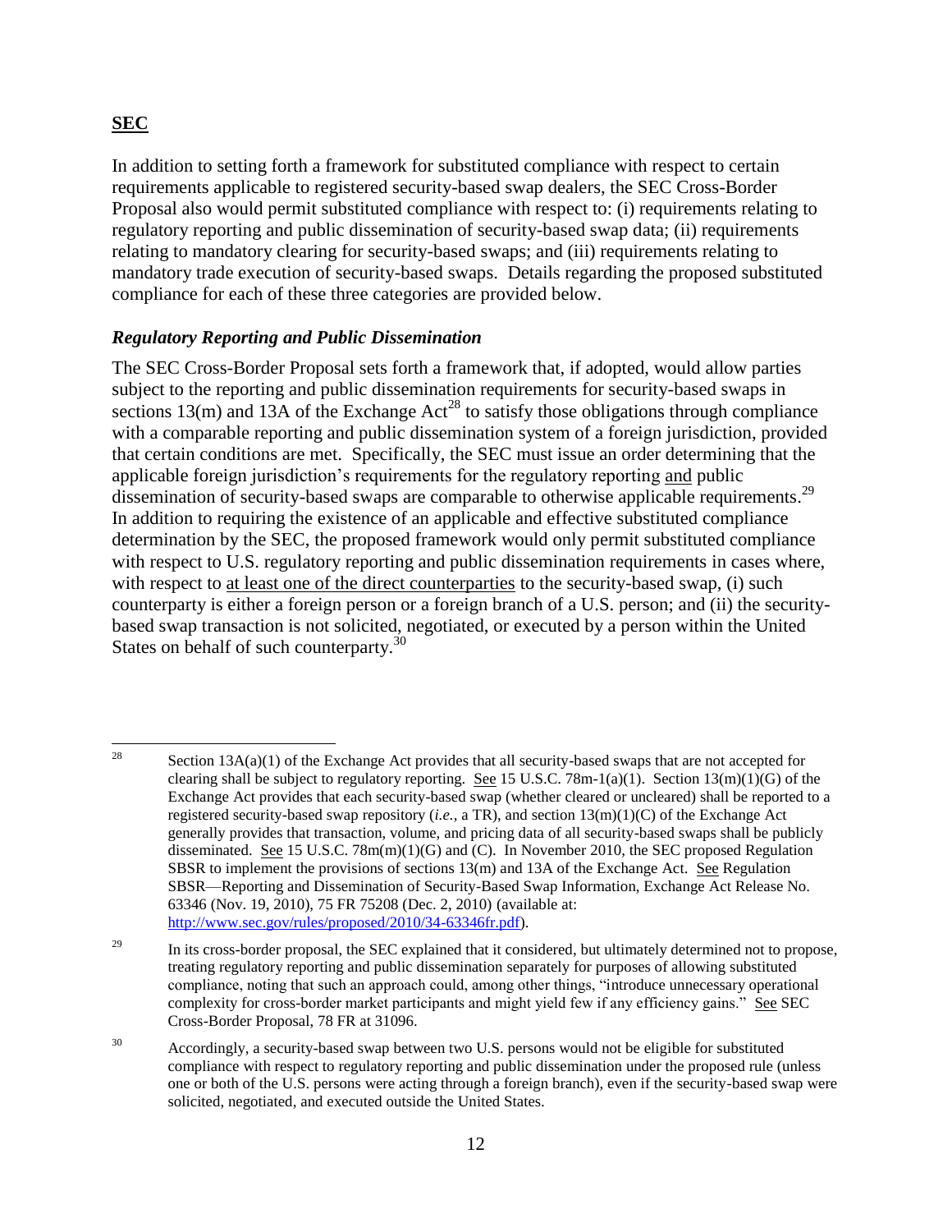## SEC

In addition to setting forth a framework for substituted compliance with respect to certain requirements applicable to registered security-based swap dealers, the SEC Cross-Border Proposal also would permit substituted compliance with respect to: (i) requirements relating to regulatory reporting and public dissemination of security-based swap data; (ii) requirements relating to mandatory clearing for security-based swaps; and (iii) requirements relating to mandatory trade execution of security-based swaps. Details regarding the proposed substituted compliance for each of these three categories are provided below.

### *Regulatory Reporting and Public Dissemination*

The SEC Cross-Border Proposal sets forth a framework that, if adopted, would allow parties subject to the reporting and public dissemination requirements for security-based swaps in sections 13(m) and 13A of the Exchange Act[28] to satisfy those obligations through compliance with a comparable reporting and public dissemination system of a foreign jurisdiction, provided that certain conditions are met. Specifically, the SEC must issue an order determining that the applicable foreign jurisdiction's requirements for the regulatory reporting and public dissemination of security-based swaps are comparable to otherwise applicable requirements.[29] In addition to requiring the existence of an applicable and effective substituted compliance determination by the SEC, the proposed framework would only permit substituted compliance with respect to U.S. regulatory reporting and public dissemination requirements in cases where, with respect to at least one of the direct counterparties to the security-based swap, (i) such counterparty is either a foreign person or a foreign branch of a U.S. person; and (ii) the security-based swap transaction is not solicited, negotiated, or executed by a person within the United States on behalf of such counterparty.[30]

---

[28] Section 13A(a)(1) of the Exchange Act provides that all security-based swaps that are not accepted for clearing shall be subject to regulatory reporting. See 15 U.S.C. 78m-1(a)(1). Section 13(m)(1)(G) of the Exchange Act provides that each security-based swap (whether cleared or uncleared) shall be reported to a registered security-based swap repository (*i.e.,* a TR), and section 13(m)(1)(C) of the Exchange Act generally provides that transaction, volume, and pricing data of all security-based swaps shall be publicly disseminated. See 15 U.S.C. 78m(m)(1)(G) and (C). In November 2010, the SEC proposed Regulation SBSR to implement the provisions of sections 13(m) and 13A of the Exchange Act. See Regulation SBSR—Reporting and Dissemination of Security-Based Swap Information, Exchange Act Release No. 63346 (Nov. 19, 2010), 75 FR 75208 (Dec. 2, 2010) (available at: http://www.sec.gov/rules/proposed/2010/34-63346fr.pdf).

[29] In its cross-border proposal, the SEC explained that it considered, but ultimately determined not to propose, treating regulatory reporting and public dissemination separately for purposes of allowing substituted compliance, noting that such an approach could, among other things, "introduce unnecessary operational complexity for cross-border market participants and might yield few if any efficiency gains." See SEC Cross-Border Proposal, 78 FR at 31096.

[30] Accordingly, a security-based swap between two U.S. persons would not be eligible for substituted compliance with respect to regulatory reporting and public dissemination under the proposed rule (unless one or both of the U.S. persons were acting through a foreign branch), even if the security-based swap were solicited, negotiated, and executed outside the United States.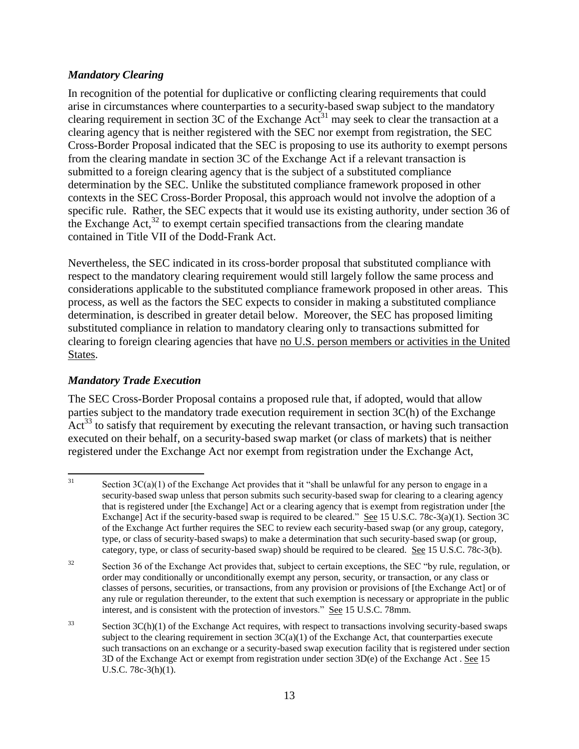### *Mandatory Clearing*

In recognition of the potential for duplicative or conflicting clearing requirements that could arise in circumstances where counterparties to a security-based swap subject to the mandatory clearing requirement in section 3C of the Exchange Act[31] may seek to clear the transaction at a clearing agency that is neither registered with the SEC nor exempt from registration, the SEC Cross-Border Proposal indicated that the SEC is proposing to use its authority to exempt persons from the clearing mandate in section 3C of the Exchange Act if a relevant transaction is submitted to a foreign clearing agency that is the subject of a substituted compliance determination by the SEC. Unlike the substituted compliance framework proposed in other contexts in the SEC Cross-Border Proposal, this approach would not involve the adoption of a specific rule. Rather, the SEC expects that it would use its existing authority, under section 36 of the Exchange Act,[32] to exempt certain specified transactions from the clearing mandate contained in Title VII of the Dodd-Frank Act.

Nevertheless, the SEC indicated in its cross-border proposal that substituted compliance with respect to the mandatory clearing requirement would still largely follow the same process and considerations applicable to the substituted compliance framework proposed in other areas. This process, as well as the factors the SEC expects to consider in making a substituted compliance determination, is described in greater detail below. Moreover, the SEC has proposed limiting substituted compliance in relation to mandatory clearing only to transactions submitted for clearing to foreign clearing agencies that have no U.S. person members or activities in the United States.

### *Mandatory Trade Execution*

The SEC Cross-Border Proposal contains a proposed rule that, if adopted, would that allow parties subject to the mandatory trade execution requirement in section 3C(h) of the Exchange Act[33] to satisfy that requirement by executing the relevant transaction, or having such transaction executed on their behalf, on a security-based swap market (or class of markets) that is neither registered under the Exchange Act nor exempt from registration under the Exchange Act,

---

[31] Section 3C(a)(1) of the Exchange Act provides that it "shall be unlawful for any person to engage in a security-based swap unless that person submits such security-based swap for clearing to a clearing agency that is registered under [the Exchange] Act or a clearing agency that is exempt from registration under [the Exchange] Act if the security-based swap is required to be cleared." See 15 U.S.C. 78c-3(a)(1). Section 3C of the Exchange Act further requires the SEC to review each security-based swap (or any group, category, type, or class of security-based swaps) to make a determination that such security-based swap (or group, category, type, or class of security-based swap) should be required to be cleared. See 15 U.S.C. 78c-3(b).

[32] Section 36 of the Exchange Act provides that, subject to certain exceptions, the SEC "by rule, regulation, or order may conditionally or unconditionally exempt any person, security, or transaction, or any class or classes of persons, securities, or transactions, from any provision or provisions of [the Exchange Act] or of any rule or regulation thereunder, to the extent that such exemption is necessary or appropriate in the public interest, and is consistent with the protection of investors." See 15 U.S.C. 78mm.

[33] Section 3C(h)(1) of the Exchange Act requires, with respect to transactions involving security-based swaps subject to the clearing requirement in section 3C(a)(1) of the Exchange Act, that counterparties execute such transactions on an exchange or a security-based swap execution facility that is registered under section 3D of the Exchange Act or exempt from registration under section 3D(e) of the Exchange Act . See 15 U.S.C. 78c-3(h)(1).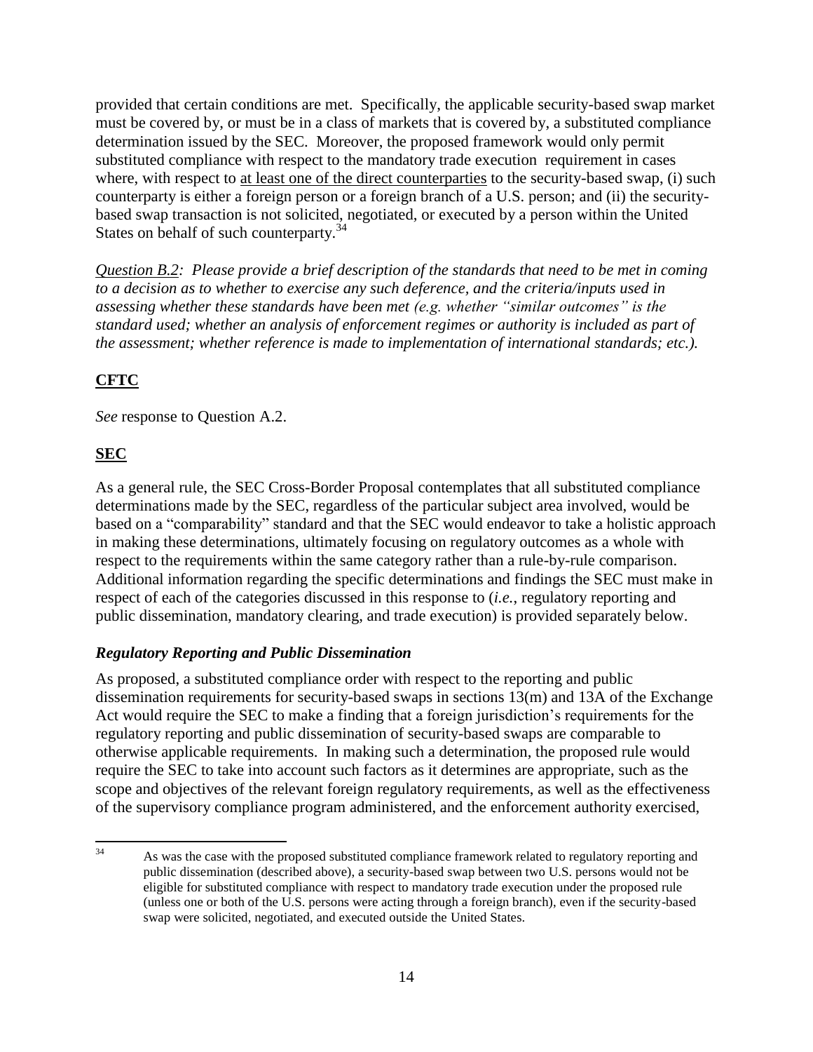provided that certain conditions are met. Specifically, the applicable security-based swap market must be covered by, or must be in a class of markets that is covered by, a substituted compliance determination issued by the SEC. Moreover, the proposed framework would only permit substituted compliance with respect to the mandatory trade execution requirement in cases where, with respect to <u>at least one of the direct counterparties</u> to the security-based swap, (i) such counterparty is either a foreign person or a foreign branch of a U.S. person; and (ii) the security-based swap transaction is not solicited, negotiated, or executed by a person within the United States on behalf of such counterparty.[34]

*<u>Question B.2</u>: Please provide a brief description of the standards that need to be met in coming to a decision as to whether to exercise any such deference, and the criteria/inputs used in assessing whether these standards have been met (e.g. whether "similar outcomes" is the standard used; whether an analysis of enforcement regimes or authority is included as part of the assessment; whether reference is made to implementation of international standards; etc.).*

## <u>CFTC</u>

*See* response to Question A.2.

## <u>SEC</u>

As a general rule, the SEC Cross-Border Proposal contemplates that all substituted compliance determinations made by the SEC, regardless of the particular subject area involved, would be based on a "comparability" standard and that the SEC would endeavor to take a holistic approach in making these determinations, ultimately focusing on regulatory outcomes as a whole with respect to the requirements within the same category rather than a rule-by-rule comparison. Additional information regarding the specific determinations and findings the SEC must make in respect of each of the categories discussed in this response to (*i.e.*, regulatory reporting and public dissemination, mandatory clearing, and trade execution) is provided separately below.

### *Regulatory Reporting and Public Dissemination*

As proposed, a substituted compliance order with respect to the reporting and public dissemination requirements for security-based swaps in sections 13(m) and 13A of the Exchange Act would require the SEC to make a finding that a foreign jurisdiction's requirements for the regulatory reporting and public dissemination of security-based swaps are comparable to otherwise applicable requirements. In making such a determination, the proposed rule would require the SEC to take into account such factors as it determines are appropriate, such as the scope and objectives of the relevant foreign regulatory requirements, as well as the effectiveness of the supervisory compliance program administered, and the enforcement authority exercised,

---

[34] As was the case with the proposed substituted compliance framework related to regulatory reporting and public dissemination (described above), a security-based swap between two U.S. persons would not be eligible for substituted compliance with respect to mandatory trade execution under the proposed rule (unless one or both of the U.S. persons were acting through a foreign branch), even if the security-based swap were solicited, negotiated, and executed outside the United States.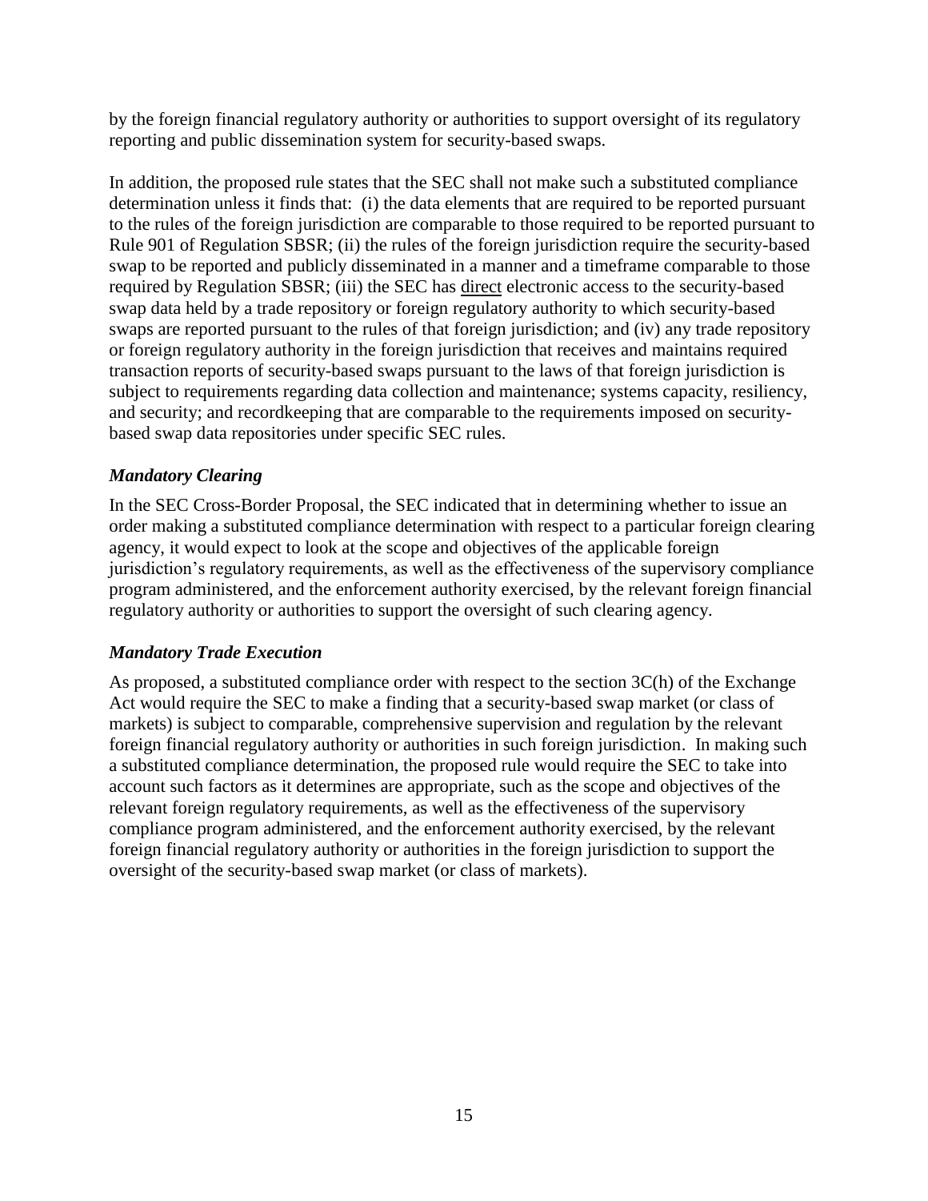by the foreign financial regulatory authority or authorities to support oversight of its regulatory reporting and public dissemination system for security-based swaps.

In addition, the proposed rule states that the SEC shall not make such a substituted compliance determination unless it finds that: (i) the data elements that are required to be reported pursuant to the rules of the foreign jurisdiction are comparable to those required to be reported pursuant to Rule 901 of Regulation SBSR; (ii) the rules of the foreign jurisdiction require the security-based swap to be reported and publicly disseminated in a manner and a timeframe comparable to those required by Regulation SBSR; (iii) the SEC has <u>direct</u> electronic access to the security-based swap data held by a trade repository or foreign regulatory authority to which security-based swaps are reported pursuant to the rules of that foreign jurisdiction; and (iv) any trade repository or foreign regulatory authority in the foreign jurisdiction that receives and maintains required transaction reports of security-based swaps pursuant to the laws of that foreign jurisdiction is subject to requirements regarding data collection and maintenance; systems capacity, resiliency, and security; and recordkeeping that are comparable to the requirements imposed on security-based swap data repositories under specific SEC rules.

### *Mandatory Clearing*

In the SEC Cross-Border Proposal, the SEC indicated that in determining whether to issue an order making a substituted compliance determination with respect to a particular foreign clearing agency, it would expect to look at the scope and objectives of the applicable foreign jurisdiction's regulatory requirements, as well as the effectiveness of the supervisory compliance program administered, and the enforcement authority exercised, by the relevant foreign financial regulatory authority or authorities to support the oversight of such clearing agency.

### *Mandatory Trade Execution*

As proposed, a substituted compliance order with respect to the section 3C(h) of the Exchange Act would require the SEC to make a finding that a security-based swap market (or class of markets) is subject to comparable, comprehensive supervision and regulation by the relevant foreign financial regulatory authority or authorities in such foreign jurisdiction. In making such a substituted compliance determination, the proposed rule would require the SEC to take into account such factors as it determines are appropriate, such as the scope and objectives of the relevant foreign regulatory requirements, as well as the effectiveness of the supervisory compliance program administered, and the enforcement authority exercised, by the relevant foreign financial regulatory authority or authorities in the foreign jurisdiction to support the oversight of the security-based swap market (or class of markets).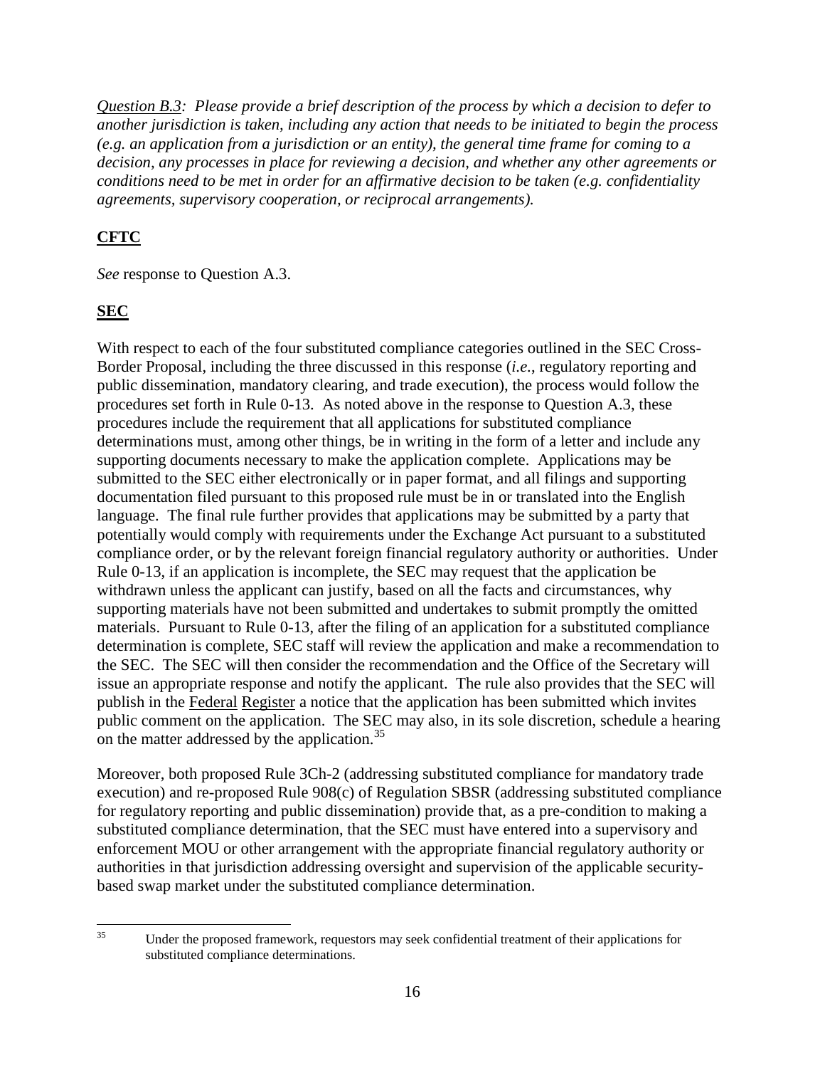*<u>Question B.3</u>: Please provide a brief description of the process by which a decision to defer to another jurisdiction is taken, including any action that needs to be initiated to begin the process (e.g. an application from a jurisdiction or an entity), the general time frame for coming to a decision, any processes in place for reviewing a decision, and whether any other agreements or conditions need to be met in order for an affirmative decision to be taken (e.g. confidentiality agreements, supervisory cooperation, or reciprocal arrangements).*

**<u>CFTC</u>**

*See* response to Question A.3.

**<u>SEC</u>**

With respect to each of the four substituted compliance categories outlined in the SEC Cross-Border Proposal, including the three discussed in this response (*i.e.*, regulatory reporting and public dissemination, mandatory clearing, and trade execution), the process would follow the procedures set forth in Rule 0-13. As noted above in the response to Question A.3, these procedures include the requirement that all applications for substituted compliance determinations must, among other things, be in writing in the form of a letter and include any supporting documents necessary to make the application complete. Applications may be submitted to the SEC either electronically or in paper format, and all filings and supporting documentation filed pursuant to this proposed rule must be in or translated into the English language. The final rule further provides that applications may be submitted by a party that potentially would comply with requirements under the Exchange Act pursuant to a substituted compliance order, or by the relevant foreign financial regulatory authority or authorities. Under Rule 0-13, if an application is incomplete, the SEC may request that the application be withdrawn unless the applicant can justify, based on all the facts and circumstances, why supporting materials have not been submitted and undertakes to submit promptly the omitted materials. Pursuant to Rule 0-13, after the filing of an application for a substituted compliance determination is complete, SEC staff will review the application and make a recommendation to the SEC. The SEC will then consider the recommendation and the Office of the Secretary will issue an appropriate response and notify the applicant. The rule also provides that the SEC will publish in the <u>Federal Register</u> a notice that the application has been submitted which invites public comment on the application. The SEC may also, in its sole discretion, schedule a hearing on the matter addressed by the application.[35]

Moreover, both proposed Rule 3Ch-2 (addressing substituted compliance for mandatory trade execution) and re-proposed Rule 908(c) of Regulation SBSR (addressing substituted compliance for regulatory reporting and public dissemination) provide that, as a pre-condition to making a substituted compliance determination, that the SEC must have entered into a supervisory and enforcement MOU or other arrangement with the appropriate financial regulatory authority or authorities in that jurisdiction addressing oversight and supervision of the applicable security-based swap market under the substituted compliance determination.

---

[35] Under the proposed framework, requestors may seek confidential treatment of their applications for substituted compliance determinations.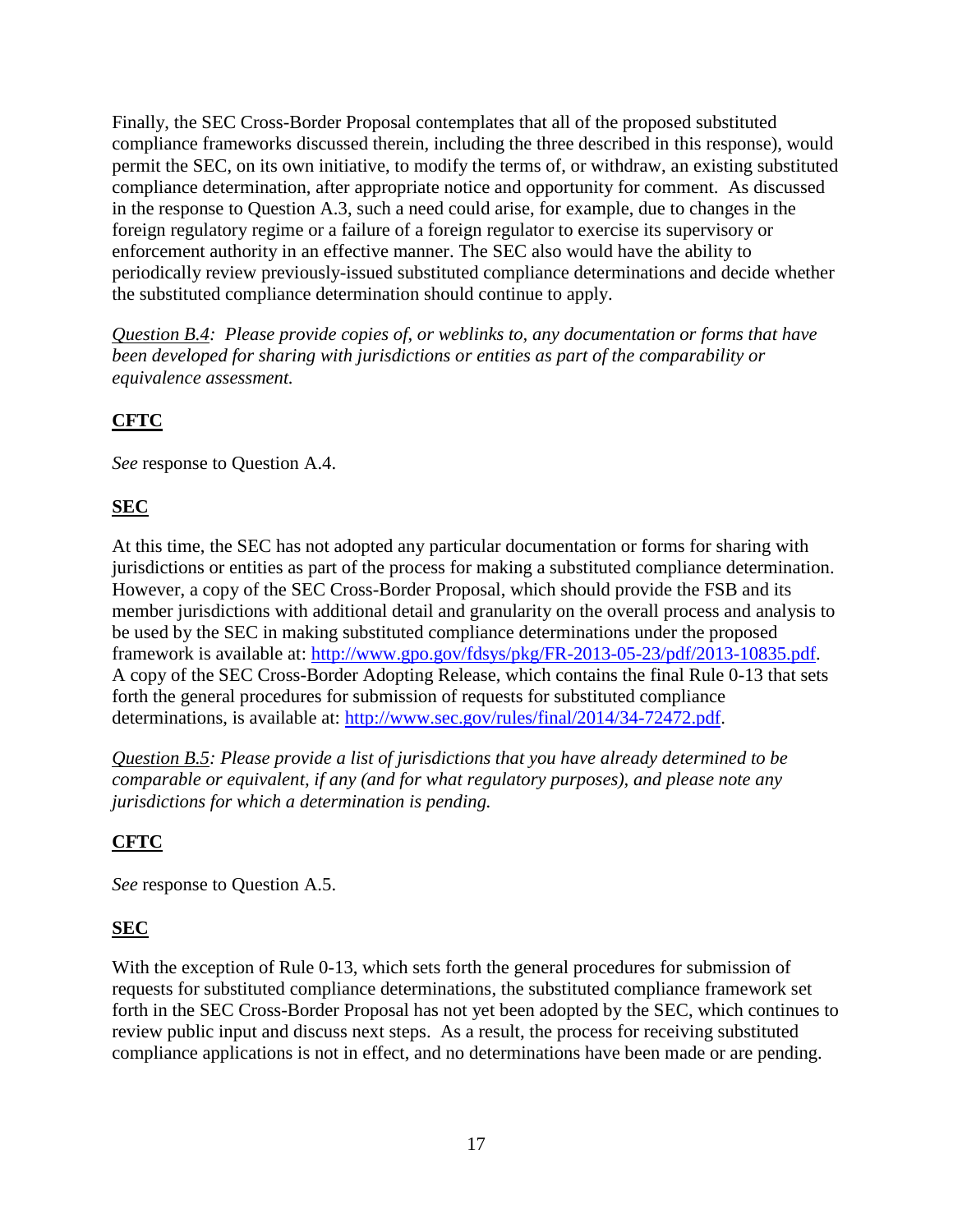Finally, the SEC Cross-Border Proposal contemplates that all of the proposed substituted compliance frameworks discussed therein, including the three described in this response), would permit the SEC, on its own initiative, to modify the terms of, or withdraw, an existing substituted compliance determination, after appropriate notice and opportunity for comment. As discussed in the response to Question A.3, such a need could arise, for example, due to changes in the foreign regulatory regime or a failure of a foreign regulator to exercise its supervisory or enforcement authority in an effective manner. The SEC also would have the ability to periodically review previously-issued substituted compliance determinations and decide whether the substituted compliance determination should continue to apply.

*Question B.4: Please provide copies of, or weblinks to, any documentation or forms that have been developed for sharing with jurisdictions or entities as part of the comparability or equivalence assessment.*

**CFTC**

*See* response to Question A.4.

**SEC**

At this time, the SEC has not adopted any particular documentation or forms for sharing with jurisdictions or entities as part of the process for making a substituted compliance determination. However, a copy of the SEC Cross-Border Proposal, which should provide the FSB and its member jurisdictions with additional detail and granularity on the overall process and analysis to be used by the SEC in making substituted compliance determinations under the proposed framework is available at: http://www.gpo.gov/fdsys/pkg/FR-2013-05-23/pdf/2013-10835.pdf. A copy of the SEC Cross-Border Adopting Release, which contains the final Rule 0-13 that sets forth the general procedures for submission of requests for substituted compliance determinations, is available at: http://www.sec.gov/rules/final/2014/34-72472.pdf.

*Question B.5: Please provide a list of jurisdictions that you have already determined to be comparable or equivalent, if any (and for what regulatory purposes), and please note any jurisdictions for which a determination is pending.*

**CFTC**

*See* response to Question A.5.

**SEC**

With the exception of Rule 0-13, which sets forth the general procedures for submission of requests for substituted compliance determinations, the substituted compliance framework set forth in the SEC Cross-Border Proposal has not yet been adopted by the SEC, which continues to review public input and discuss next steps. As a result, the process for receiving substituted compliance applications is not in effect, and no determinations have been made or are pending.